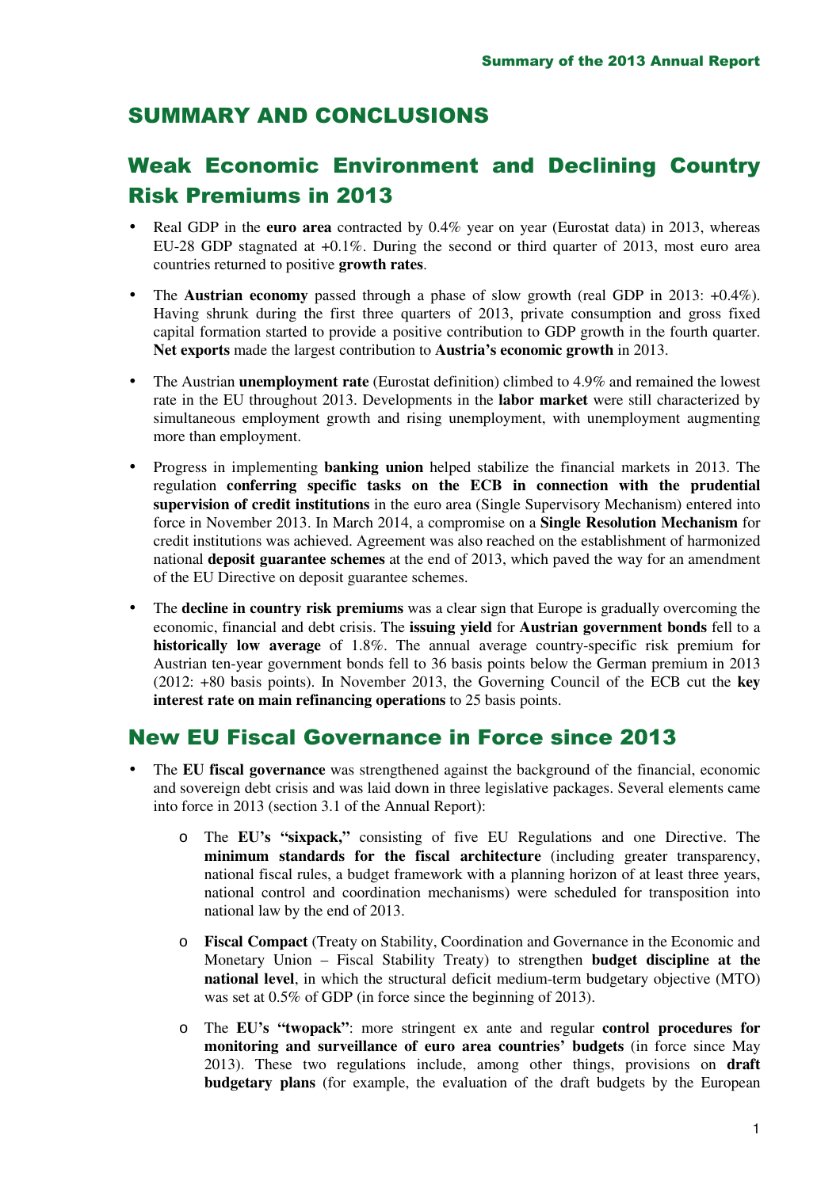# SUMMARY AND CONCLUSIONS

## Weak Economic Environment and Declining Country Risk Premiums in 2013

- Real GDP in the **euro area** contracted by 0.4% year on year (Eurostat data) in 2013, whereas EU-28 GDP stagnated at +0.1%. During the second or third quarter of 2013, most euro area countries returned to positive **growth rates**.
- The **Austrian economy** passed through a phase of slow growth (real GDP in 2013: +0.4%). Having shrunk during the first three quarters of 2013, private consumption and gross fixed capital formation started to provide a positive contribution to GDP growth in the fourth quarter. **Net exports** made the largest contribution to **Austria's economic growth** in 2013.
- The Austrian **unemployment rate** (Eurostat definition) climbed to 4.9% and remained the lowest rate in the EU throughout 2013. Developments in the **labor market** were still characterized by simultaneous employment growth and rising unemployment, with unemployment augmenting more than employment.
- Progress in implementing **banking union** helped stabilize the financial markets in 2013. The regulation **conferring specific tasks on the ECB in connection with the prudential supervision of credit institutions** in the euro area (Single Supervisory Mechanism) entered into force in November 2013. In March 2014, a compromise on a **Single Resolution Mechanism** for credit institutions was achieved. Agreement was also reached on the establishment of harmonized national **deposit guarantee schemes** at the end of 2013, which paved the way for an amendment of the EU Directive on deposit guarantee schemes.
- The **decline in country risk premiums** was a clear sign that Europe is gradually overcoming the economic, financial and debt crisis. The **issuing yield** for **Austrian government bonds** fell to a **historically low average** of 1.8%. The annual average country-specific risk premium for Austrian ten-year government bonds fell to 36 basis points below the German premium in 2013 (2012: +80 basis points). In November 2013, the Governing Council of the ECB cut the **key interest rate on main refinancing operations** to 25 basis points.

## New EU Fiscal Governance in Force since 2013

- The **EU fiscal governance** was strengthened against the background of the financial, economic and sovereign debt crisis and was laid down in three legislative packages. Several elements came into force in 2013 (section 3.1 of the Annual Report):
  - The **EU's "sixpack,"** consisting of five EU Regulations and one Directive. The **minimum standards for the fiscal architecture** (including greater transparency, national fiscal rules, a budget framework with a planning horizon of at least three years, national control and coordination mechanisms) were scheduled for transposition into national law by the end of 2013.
  - **Fiscal Compact** (Treaty on Stability, Coordination and Governance in the Economic and Monetary Union – Fiscal Stability Treaty) to strengthen **budget discipline at the national level**, in which the structural deficit medium-term budgetary objective (MTO) was set at 0.5% of GDP (in force since the beginning of 2013).
  - The **EU's "twopack"**: more stringent ex ante and regular **control procedures for monitoring and surveillance of euro area countries' budgets** (in force since May 2013). These two regulations include, among other things, provisions on **draft budgetary plans** (for example, the evaluation of the draft budgets by the European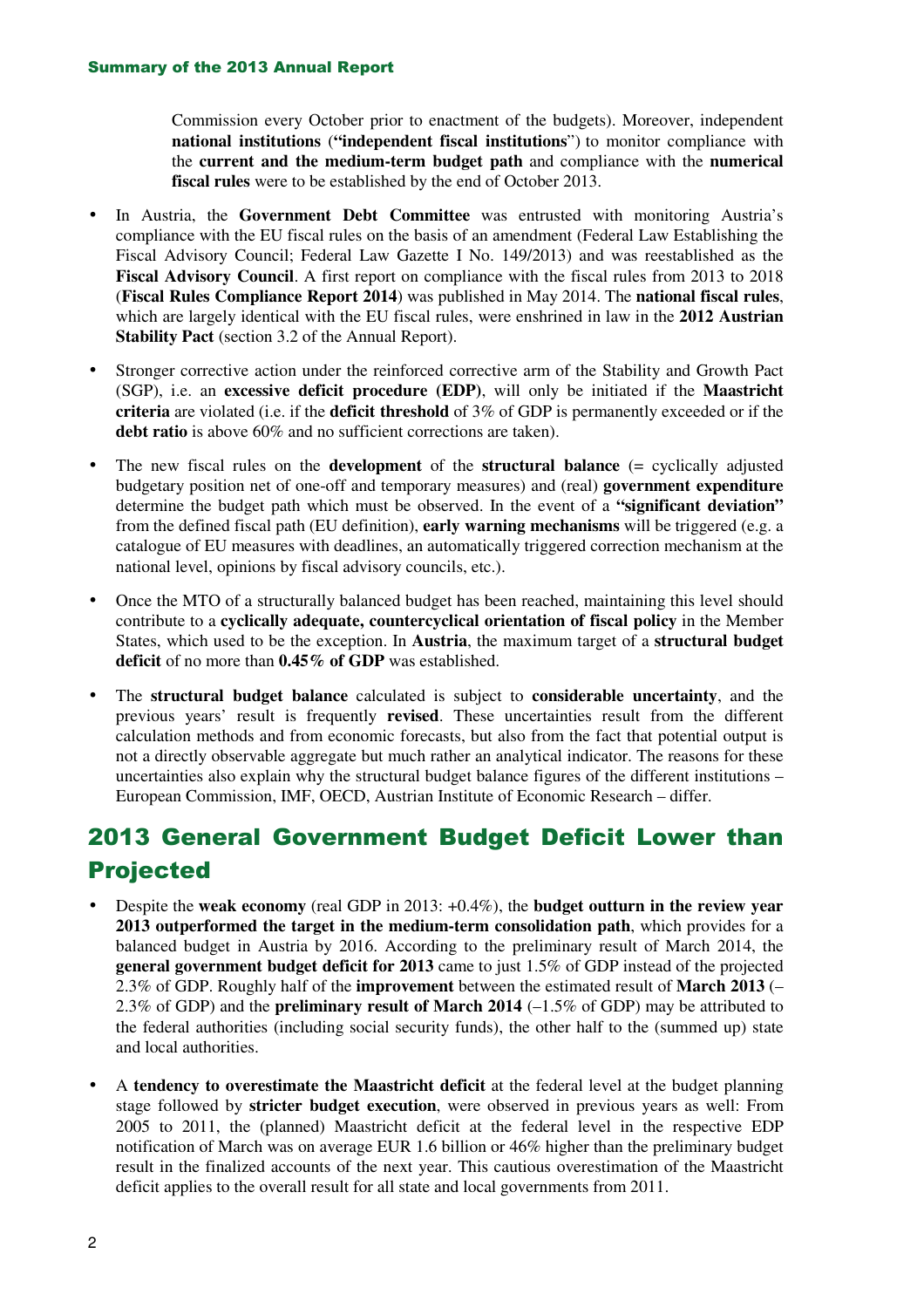Commission every October prior to enactment of the budgets). Moreover, independent **national institutions** (**"independent fiscal institutions**") to monitor compliance with the **current and the medium-term budget path** and compliance with the **numerical fiscal rules** were to be established by the end of October 2013.

- In Austria, the **Government Debt Committee** was entrusted with monitoring Austria's compliance with the EU fiscal rules on the basis of an amendment (Federal Law Establishing the Fiscal Advisory Council; Federal Law Gazette I No. 149/2013) and was reestablished as the **Fiscal Advisory Council**. A first report on compliance with the fiscal rules from 2013 to 2018 (**Fiscal Rules Compliance Report 2014**) was published in May 2014. The **national fiscal rules**, which are largely identical with the EU fiscal rules, were enshrined in law in the **2012 Austrian Stability Pact** (section 3.2 of the Annual Report).

- Stronger corrective action under the reinforced corrective arm of the Stability and Growth Pact (SGP), i.e. an **excessive deficit procedure (EDP)**, will only be initiated if the **Maastricht criteria** are violated (i.e. if the **deficit threshold** of 3% of GDP is permanently exceeded or if the **debt ratio** is above 60% and no sufficient corrections are taken).

- The new fiscal rules on the **development** of the **structural balance** (= cyclically adjusted budgetary position net of one-off and temporary measures) and (real) **government expenditure** determine the budget path which must be observed. In the event of a **"significant deviation"** from the defined fiscal path (EU definition), **early warning mechanisms** will be triggered (e.g. a catalogue of EU measures with deadlines, an automatically triggered correction mechanism at the national level, opinions by fiscal advisory councils, etc.).

- Once the MTO of a structurally balanced budget has been reached, maintaining this level should contribute to a **cyclically adequate, countercyclical orientation of fiscal policy** in the Member States, which used to be the exception. In **Austria**, the maximum target of a **structural budget deficit** of no more than **0.45% of GDP** was established.

- The **structural budget balance** calculated is subject to **considerable uncertainty**, and the previous years' result is frequently **revised**. These uncertainties result from the different calculation methods and from economic forecasts, but also from the fact that potential output is not a directly observable aggregate but much rather an analytical indicator. The reasons for these uncertainties also explain why the structural budget balance figures of the different institutions – European Commission, IMF, OECD, Austrian Institute of Economic Research – differ.

## 2013 General Government Budget Deficit Lower than Projected

- Despite the **weak economy** (real GDP in 2013: +0.4%), the **budget outturn in the review year 2013 outperformed the target in the medium-term consolidation path**, which provides for a balanced budget in Austria by 2016. According to the preliminary result of March 2014, the **general government budget deficit for 2013** came to just 1.5% of GDP instead of the projected 2.3% of GDP. Roughly half of the **improvement** between the estimated result of **March 2013** (–2.3% of GDP) and the **preliminary result of March 2014** (–1.5% of GDP) may be attributed to the federal authorities (including social security funds), the other half to the (summed up) state and local authorities.

- A **tendency to overestimate the Maastricht deficit** at the federal level at the budget planning stage followed by **stricter budget execution**, were observed in previous years as well: From 2005 to 2011, the (planned) Maastricht deficit at the federal level in the respective EDP notification of March was on average EUR 1.6 billion or 46% higher than the preliminary budget result in the finalized accounts of the next year. This cautious overestimation of the Maastricht deficit applies to the overall result for all state and local governments from 2011.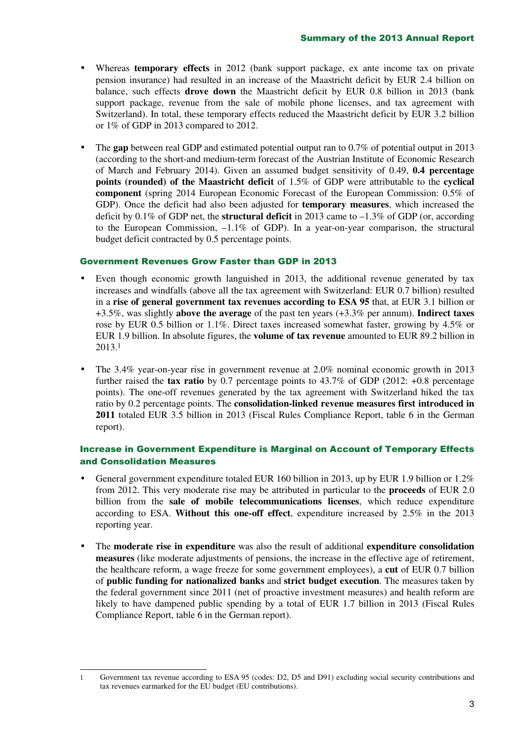- Whereas **temporary effects** in 2012 (bank support package, ex ante income tax on private pension insurance) had resulted in an increase of the Maastricht deficit by EUR 2.4 billion on balance, such effects **drove down** the Maastricht deficit by EUR 0.8 billion in 2013 (bank support package, revenue from the sale of mobile phone licenses, and tax agreement with Switzerland). In total, these temporary effects reduced the Maastricht deficit by EUR 3.2 billion or 1% of GDP in 2013 compared to 2012.

- The **gap** between real GDP and estimated potential output ran to 0.7% of potential output in 2013 (according to the short-and medium-term forecast of the Austrian Institute of Economic Research of March and February 2014). Given an assumed budget sensitivity of 0.49, **0.4 percentage points (rounded) of the Maastricht deficit** of 1.5% of GDP were attributable to the **cyclical component** (spring 2014 European Economic Forecast of the European Commission: 0.5% of GDP). Once the deficit had also been adjusted for **temporary measures**, which increased the deficit by 0.1% of GDP net, the **structural deficit** in 2013 came to –1.3% of GDP (or, according to the European Commission, –1.1% of GDP). In a year-on-year comparison, the structural budget deficit contracted by 0.5 percentage points.

### Government Revenues Grow Faster than GDP in 2013

- Even though economic growth languished in 2013, the additional revenue generated by tax increases and windfalls (above all the tax agreement with Switzerland: EUR 0.7 billion) resulted in a **rise of general government tax revenues according to ESA 95** that, at EUR 3.1 billion or +3.5%, was slightly **above the average** of the past ten years (+3.3% per annum). **Indirect taxes** rose by EUR 0.5 billion or 1.1%. Direct taxes increased somewhat faster, growing by 4.5% or EUR 1.9 billion. In absolute figures, the **volume of tax revenue** amounted to EUR 89.2 billion in 2013.[1]

- The 3.4% year-on-year rise in government revenue at 2.0% nominal economic growth in 2013 further raised the **tax ratio** by 0.7 percentage points to 43.7% of GDP (2012: +0.8 percentage points). The one-off revenues generated by the tax agreement with Switzerland hiked the tax ratio by 0.2 percentage points. The **consolidation-linked revenue measures first introduced in 2011** totaled EUR 3.5 billion in 2013 (Fiscal Rules Compliance Report, table 6 in the German report).

### Increase in Government Expenditure is Marginal on Account of Temporary Effects and Consolidation Measures

- General government expenditure totaled EUR 160 billion in 2013, up by EUR 1.9 billion or 1.2% from 2012. This very moderate rise may be attributed in particular to the **proceeds** of EUR 2.0 billion from the **sale of mobile telecommunications licenses**, which reduce expenditure according to ESA. **Without this one-off effect**, expenditure increased by 2.5% in the 2013 reporting year.

- The **moderate rise in expenditure** was also the result of additional **expenditure consolidation measures** (like moderate adjustments of pensions, the increase in the effective age of retirement, the healthcare reform, a wage freeze for some government employees), a **cut** of EUR 0.7 billion of **public funding for nationalized banks** and **strict budget execution**. The measures taken by the federal government since 2011 (net of proactive investment measures) and health reform are likely to have dampened public spending by a total of EUR 1.7 billion in 2013 (Fiscal Rules Compliance Report, table 6 in the German report).

---

[1] Government tax revenue according to ESA 95 (codes: D2, D5 and D91) excluding social security contributions and tax revenues earmarked for the EU budget (EU contributions).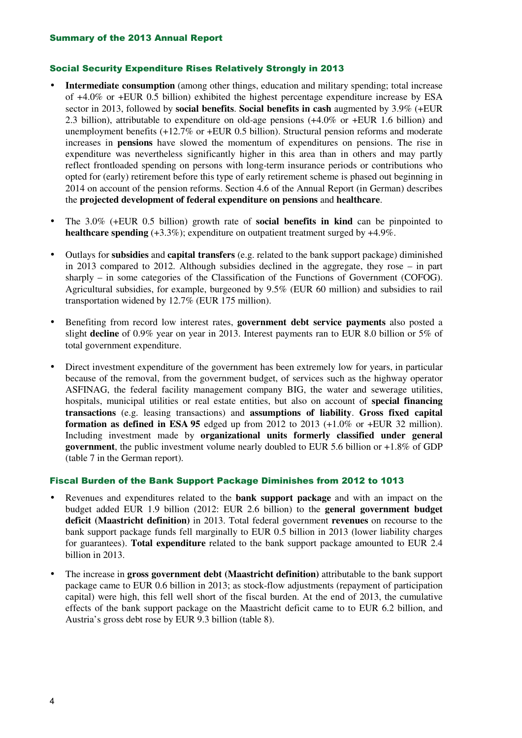## Social Security Expenditure Rises Relatively Strongly in 2013

- **Intermediate consumption** (among other things, education and military spending; total increase of +4.0% or +EUR 0.5 billion) exhibited the highest percentage expenditure increase by ESA sector in 2013, followed by **social benefits**. **Social benefits in cash** augmented by 3.9% (+EUR 2.3 billion), attributable to expenditure on old-age pensions (+4.0% or +EUR 1.6 billion) and unemployment benefits (+12.7% or +EUR 0.5 billion). Structural pension reforms and moderate increases in **pensions** have slowed the momentum of expenditures on pensions. The rise in expenditure was nevertheless significantly higher in this area than in others and may partly reflect frontloaded spending on persons with long-term insurance periods or contributions who opted for (early) retirement before this type of early retirement scheme is phased out beginning in 2014 on account of the pension reforms. Section 4.6 of the Annual Report (in German) describes the **projected development of federal expenditure on pensions** and **healthcare**.

- The 3.0% (+EUR 0.5 billion) growth rate of **social benefits in kind** can be pinpointed to **healthcare spending** (+3.3%); expenditure on outpatient treatment surged by +4.9%.

- Outlays for **subsidies** and **capital transfers** (e.g. related to the bank support package) diminished in 2013 compared to 2012. Although subsidies declined in the aggregate, they rose – in part sharply – in some categories of the Classification of the Functions of Government (COFOG). Agricultural subsidies, for example, burgeoned by 9.5% (EUR 60 million) and subsidies to rail transportation widened by 12.7% (EUR 175 million).

- Benefiting from record low interest rates, **government debt service payments** also posted a slight **decline** of 0.9% year on year in 2013. Interest payments ran to EUR 8.0 billion or 5% of total government expenditure.

- Direct investment expenditure of the government has been extremely low for years, in particular because of the removal, from the government budget, of services such as the highway operator ASFINAG, the federal facility management company BIG, the water and sewerage utilities, hospitals, municipal utilities or real estate entities, but also on account of **special financing transactions** (e.g. leasing transactions) and **assumptions of liability**. **Gross fixed capital formation as defined in ESA 95** edged up from 2012 to 2013 (+1.0% or +EUR 32 million). Including investment made by **organizational units formerly classified under general government**, the public investment volume nearly doubled to EUR 5.6 billion or +1.8% of GDP (table 7 in the German report).

## Fiscal Burden of the Bank Support Package Diminishes from 2012 to 1013

- Revenues and expenditures related to the **bank support package** and with an impact on the budget added EUR 1.9 billion (2012: EUR 2.6 billion) to the **general government budget deficit (Maastricht definition)** in 2013. Total federal government **revenues** on recourse to the bank support package funds fell marginally to EUR 0.5 billion in 2013 (lower liability charges for guarantees). **Total expenditure** related to the bank support package amounted to EUR 2.4 billion in 2013.

- The increase in **gross government debt (Maastricht definition)** attributable to the bank support package came to EUR 0.6 billion in 2013; as stock-flow adjustments (repayment of participation capital) were high, this fell well short of the fiscal burden. At the end of 2013, the cumulative effects of the bank support package on the Maastricht deficit came to to EUR 6.2 billion, and Austria's gross debt rose by EUR 9.3 billion (table 8).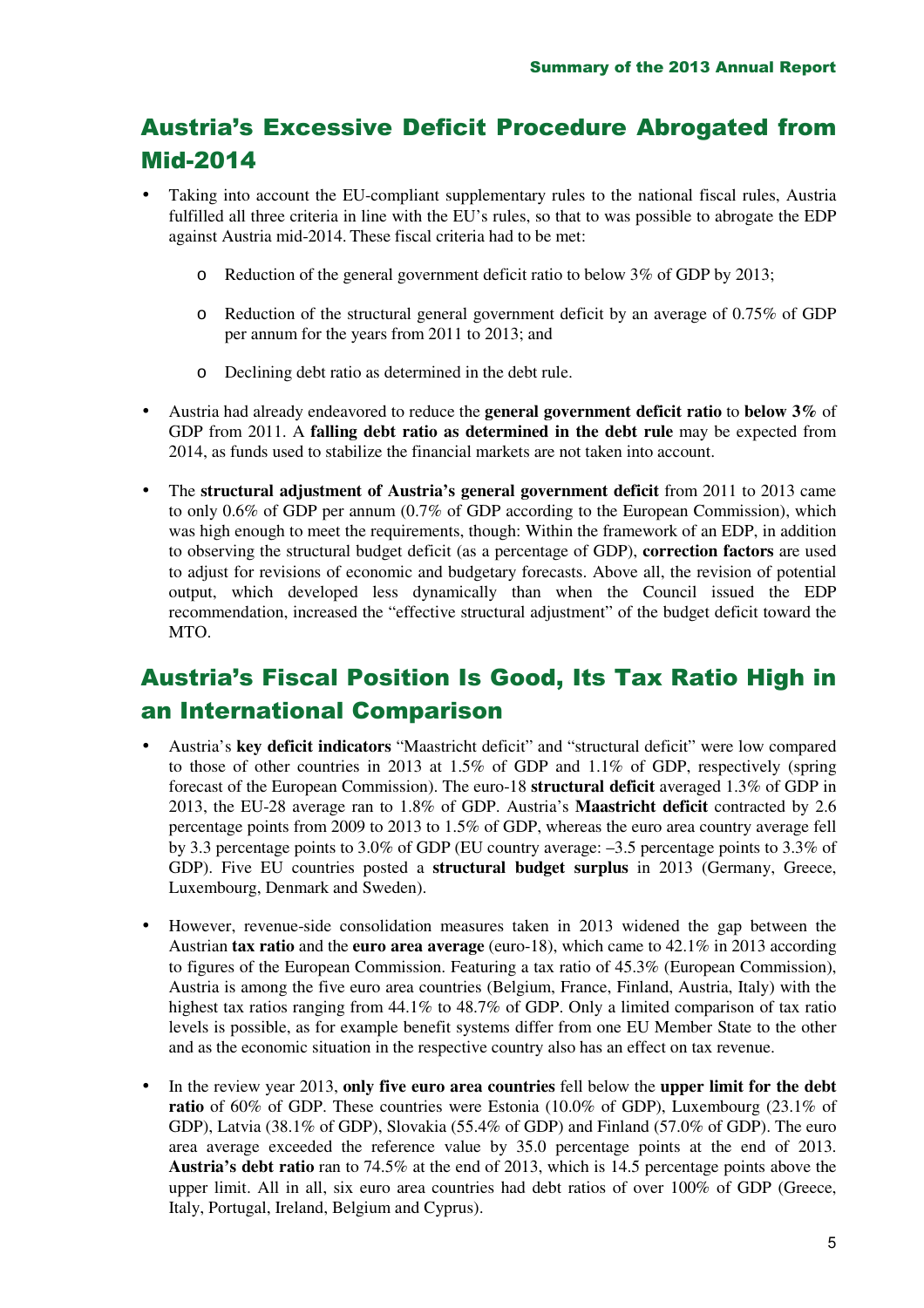## Austria's Excessive Deficit Procedure Abrogated from Mid-2014

- Taking into account the EU-compliant supplementary rules to the national fiscal rules, Austria fulfilled all three criteria in line with the EU's rules, so that to was possible to abrogate the EDP against Austria mid-2014. These fiscal criteria had to be met:
  - Reduction of the general government deficit ratio to below 3% of GDP by 2013;
  - Reduction of the structural general government deficit by an average of 0.75% of GDP per annum for the years from 2011 to 2013; and
  - Declining debt ratio as determined in the debt rule.
- Austria had already endeavored to reduce the **general government deficit ratio** to **below 3%** of GDP from 2011. A **falling debt ratio as determined in the debt rule** may be expected from 2014, as funds used to stabilize the financial markets are not taken into account.
- The **structural adjustment of Austria's general government deficit** from 2011 to 2013 came to only 0.6% of GDP per annum (0.7% of GDP according to the European Commission), which was high enough to meet the requirements, though: Within the framework of an EDP, in addition to observing the structural budget deficit (as a percentage of GDP), **correction factors** are used to adjust for revisions of economic and budgetary forecasts. Above all, the revision of potential output, which developed less dynamically than when the Council issued the EDP recommendation, increased the "effective structural adjustment" of the budget deficit toward the MTO.

## Austria's Fiscal Position Is Good, Its Tax Ratio High in an International Comparison

- Austria's **key deficit indicators** "Maastricht deficit" and "structural deficit" were low compared to those of other countries in 2013 at 1.5% of GDP and 1.1% of GDP, respectively (spring forecast of the European Commission). The euro-18 **structural deficit** averaged 1.3% of GDP in 2013, the EU-28 average ran to 1.8% of GDP. Austria's **Maastricht deficit** contracted by 2.6 percentage points from 2009 to 2013 to 1.5% of GDP, whereas the euro area country average fell by 3.3 percentage points to 3.0% of GDP (EU country average: –3.5 percentage points to 3.3% of GDP). Five EU countries posted a **structural budget surplus** in 2013 (Germany, Greece, Luxembourg, Denmark and Sweden).
- However, revenue-side consolidation measures taken in 2013 widened the gap between the Austrian **tax ratio** and the **euro area average** (euro-18), which came to 42.1% in 2013 according to figures of the European Commission. Featuring a tax ratio of 45.3% (European Commission), Austria is among the five euro area countries (Belgium, France, Finland, Austria, Italy) with the highest tax ratios ranging from 44.1% to 48.7% of GDP. Only a limited comparison of tax ratio levels is possible, as for example benefit systems differ from one EU Member State to the other and as the economic situation in the respective country also has an effect on tax revenue.
- In the review year 2013, **only five euro area countries** fell below the **upper limit for the debt ratio** of 60% of GDP. These countries were Estonia (10.0% of GDP), Luxembourg (23.1% of GDP), Latvia (38.1% of GDP), Slovakia (55.4% of GDP) and Finland (57.0% of GDP). The euro area average exceeded the reference value by 35.0 percentage points at the end of 2013. **Austria's debt ratio** ran to 74.5% at the end of 2013, which is 14.5 percentage points above the upper limit. All in all, six euro area countries had debt ratios of over 100% of GDP (Greece, Italy, Portugal, Ireland, Belgium and Cyprus).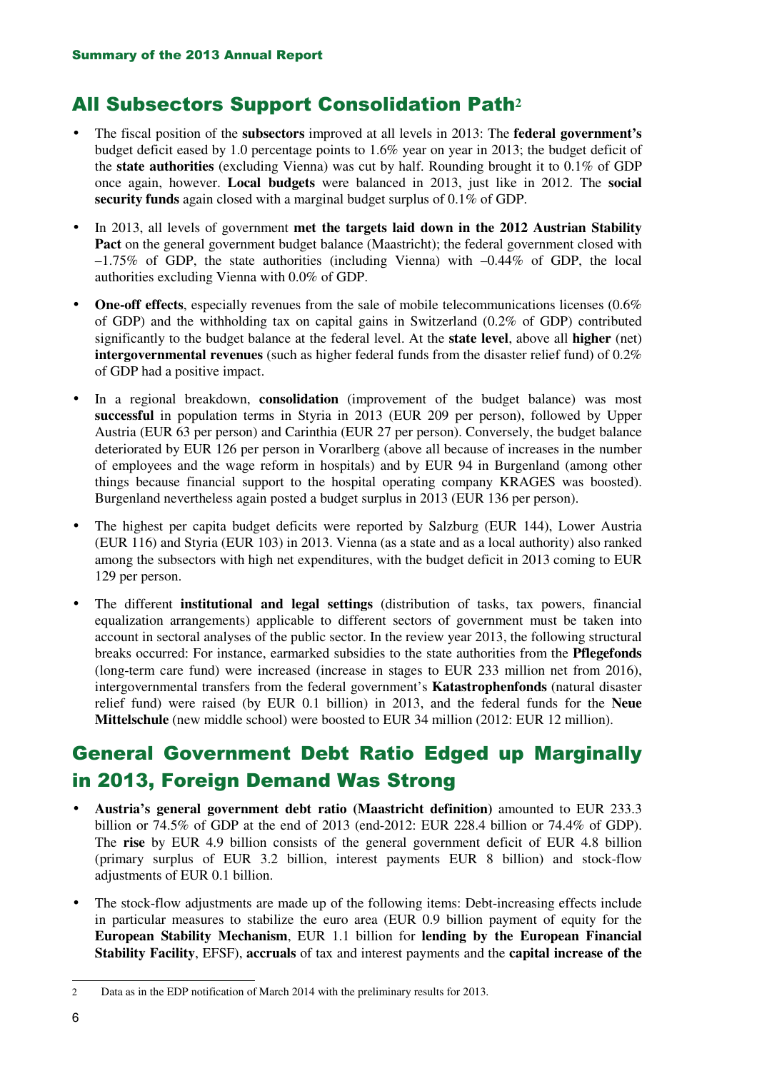## All Subsectors Support Consolidation Path[2]

- The fiscal position of the **subsectors** improved at all levels in 2013: The **federal government's** budget deficit eased by 1.0 percentage points to 1.6% year on year in 2013; the budget deficit of the **state authorities** (excluding Vienna) was cut by half. Rounding brought it to 0.1% of GDP once again, however. **Local budgets** were balanced in 2013, just like in 2012. The **social security funds** again closed with a marginal budget surplus of 0.1% of GDP.
- In 2013, all levels of government **met the targets laid down in the 2012 Austrian Stability Pact** on the general government budget balance (Maastricht); the federal government closed with –1.75% of GDP, the state authorities (including Vienna) with –0.44% of GDP, the local authorities excluding Vienna with 0.0% of GDP.
- **One-off effects**, especially revenues from the sale of mobile telecommunications licenses (0.6% of GDP) and the withholding tax on capital gains in Switzerland (0.2% of GDP) contributed significantly to the budget balance at the federal level. At the **state level**, above all **higher** (net) **intergovernmental revenues** (such as higher federal funds from the disaster relief fund) of 0.2% of GDP had a positive impact.
- In a regional breakdown, **consolidation** (improvement of the budget balance) was most **successful** in population terms in Styria in 2013 (EUR 209 per person), followed by Upper Austria (EUR 63 per person) and Carinthia (EUR 27 per person). Conversely, the budget balance deteriorated by EUR 126 per person in Vorarlberg (above all because of increases in the number of employees and the wage reform in hospitals) and by EUR 94 in Burgenland (among other things because financial support to the hospital operating company KRAGES was boosted). Burgenland nevertheless again posted a budget surplus in 2013 (EUR 136 per person).
- The highest per capita budget deficits were reported by Salzburg (EUR 144), Lower Austria (EUR 116) and Styria (EUR 103) in 2013. Vienna (as a state and as a local authority) also ranked among the subsectors with high net expenditures, with the budget deficit in 2013 coming to EUR 129 per person.
- The different **institutional and legal settings** (distribution of tasks, tax powers, financial equalization arrangements) applicable to different sectors of government must be taken into account in sectoral analyses of the public sector. In the review year 2013, the following structural breaks occurred: For instance, earmarked subsidies to the state authorities from the **Pflegefonds** (long-term care fund) were increased (increase in stages to EUR 233 million net from 2016), intergovernmental transfers from the federal government's **Katastrophenfonds** (natural disaster relief fund) were raised (by EUR 0.1 billion) in 2013, and the federal funds for the **Neue Mittelschule** (new middle school) were boosted to EUR 34 million (2012: EUR 12 million).

## General Government Debt Ratio Edged up Marginally in 2013, Foreign Demand Was Strong

- **Austria's general government debt ratio (Maastricht definition)** amounted to EUR 233.3 billion or 74.5% of GDP at the end of 2013 (end-2012: EUR 228.4 billion or 74.4% of GDP). The **rise** by EUR 4.9 billion consists of the general government deficit of EUR 4.8 billion (primary surplus of EUR 3.2 billion, interest payments EUR 8 billion) and stock-flow adjustments of EUR 0.1 billion.
- The stock-flow adjustments are made up of the following items: Debt-increasing effects include in particular measures to stabilize the euro area (EUR 0.9 billion payment of equity for the **European Stability Mechanism**, EUR 1.1 billion for **lending by the European Financial Stability Facility**, EFSF), **accruals** of tax and interest payments and the **capital increase of the**

[2] Data as in the EDP notification of March 2014 with the preliminary results for 2013.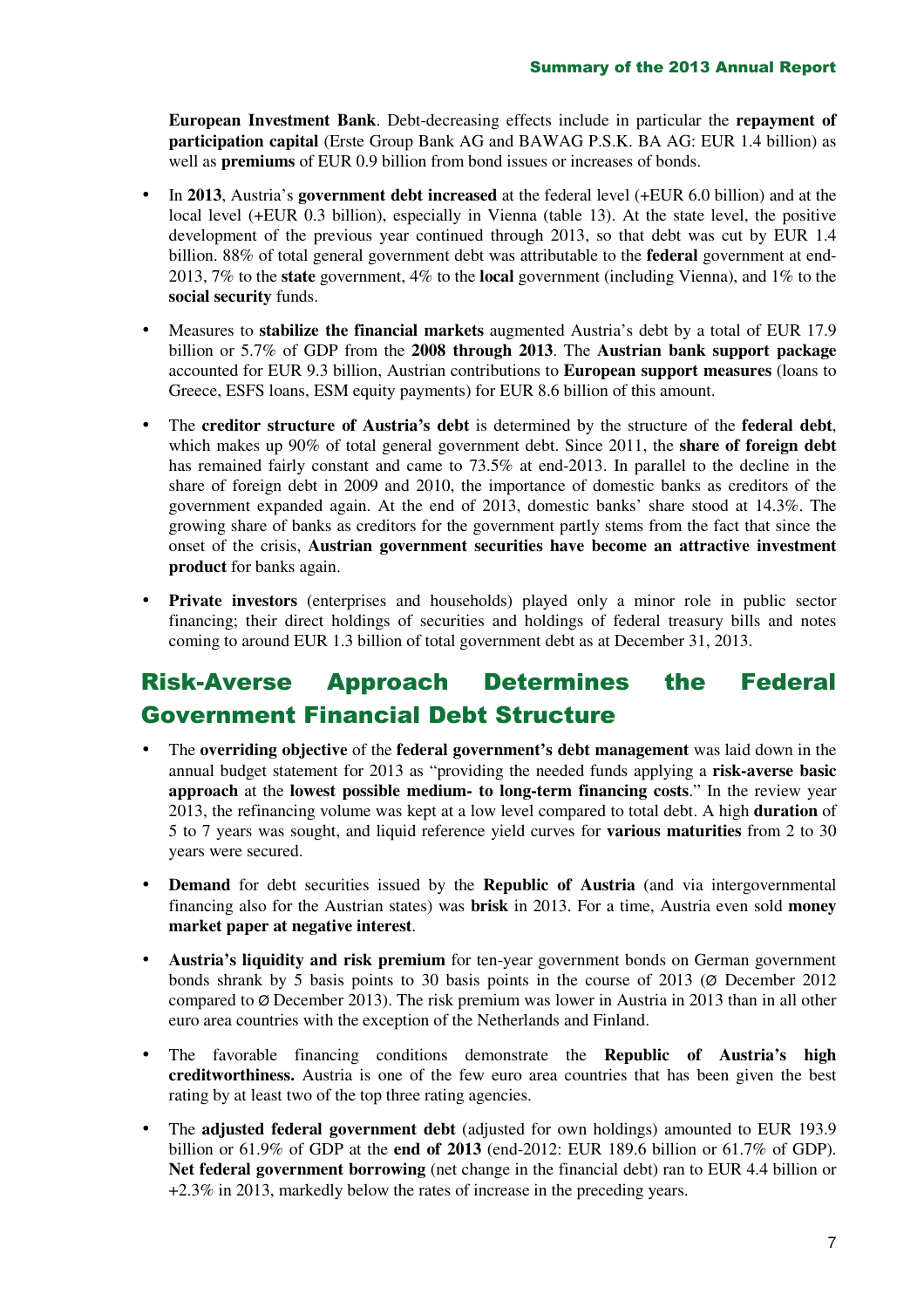**European Investment Bank**. Debt-decreasing effects include in particular the **repayment of participation capital** (Erste Group Bank AG and BAWAG P.S.K. BA AG: EUR 1.4 billion) as well as **premiums** of EUR 0.9 billion from bond issues or increases of bonds.

- In **2013**, Austria's **government debt increased** at the federal level (+EUR 6.0 billion) and at the local level (+EUR 0.3 billion), especially in Vienna (table 13). At the state level, the positive development of the previous year continued through 2013, so that debt was cut by EUR 1.4 billion. 88% of total general government debt was attributable to the **federal** government at end-2013, 7% to the **state** government, 4% to the **local** government (including Vienna), and 1% to the **social security** funds.

- Measures to **stabilize the financial markets** augmented Austria's debt by a total of EUR 17.9 billion or 5.7% of GDP from the **2008 through 2013**. The **Austrian bank support package** accounted for EUR 9.3 billion, Austrian contributions to **European support measures** (loans to Greece, ESFS loans, ESM equity payments) for EUR 8.6 billion of this amount.

- The **creditor structure of Austria's debt** is determined by the structure of the **federal debt**, which makes up 90% of total general government debt. Since 2011, the **share of foreign debt** has remained fairly constant and came to 73.5% at end-2013. In parallel to the decline in the share of foreign debt in 2009 and 2010, the importance of domestic banks as creditors of the government expanded again. At the end of 2013, domestic banks' share stood at 14.3%. The growing share of banks as creditors for the government partly stems from the fact that since the onset of the crisis, **Austrian government securities have become an attractive investment product** for banks again.

- **Private investors** (enterprises and households) played only a minor role in public sector financing; their direct holdings of securities and holdings of federal treasury bills and notes coming to around EUR 1.3 billion of total government debt as at December 31, 2013.

## Risk-Averse Approach Determines the Federal Government Financial Debt Structure

- The **overriding objective** of the **federal government's debt management** was laid down in the annual budget statement for 2013 as "providing the needed funds applying a **risk-averse basic approach** at the **lowest possible medium- to long-term financing costs**." In the review year 2013, the refinancing volume was kept at a low level compared to total debt. A high **duration** of 5 to 7 years was sought, and liquid reference yield curves for **various maturities** from 2 to 30 years were secured.

- **Demand** for debt securities issued by the **Republic of Austria** (and via intergovernmental financing also for the Austrian states) was **brisk** in 2013. For a time, Austria even sold **money market paper at negative interest**.

- **Austria's liquidity and risk premium** for ten-year government bonds on German government bonds shrank by 5 basis points to 30 basis points in the course of 2013 (Ø December 2012 compared to Ø December 2013). The risk premium was lower in Austria in 2013 than in all other euro area countries with the exception of the Netherlands and Finland.

- The favorable financing conditions demonstrate the **Republic of Austria's high creditworthiness.** Austria is one of the few euro area countries that has been given the best rating by at least two of the top three rating agencies.

- The **adjusted federal government debt** (adjusted for own holdings) amounted to EUR 193.9 billion or 61.9% of GDP at the **end of 2013** (end-2012: EUR 189.6 billion or 61.7% of GDP). **Net federal government borrowing** (net change in the financial debt) ran to EUR 4.4 billion or +2.3% in 2013, markedly below the rates of increase in the preceding years.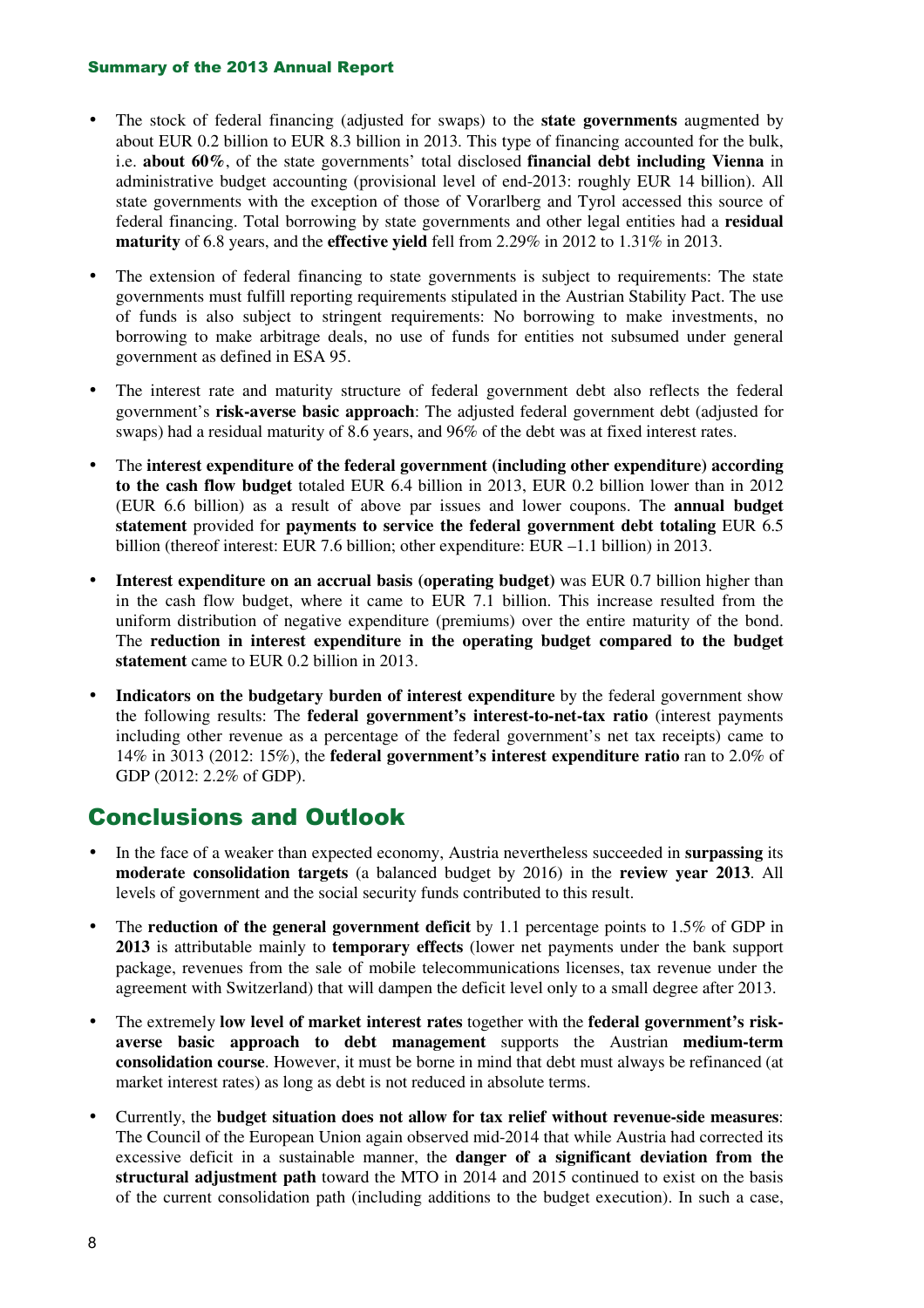- The stock of federal financing (adjusted for swaps) to the **state governments** augmented by about EUR 0.2 billion to EUR 8.3 billion in 2013. This type of financing accounted for the bulk, i.e. **about 60%**, of the state governments' total disclosed **financial debt including Vienna** in administrative budget accounting (provisional level of end-2013: roughly EUR 14 billion). All state governments with the exception of those of Vorarlberg and Tyrol accessed this source of federal financing. Total borrowing by state governments and other legal entities had a **residual maturity** of 6.8 years, and the **effective yield** fell from 2.29% in 2012 to 1.31% in 2013.

- The extension of federal financing to state governments is subject to requirements: The state governments must fulfill reporting requirements stipulated in the Austrian Stability Pact. The use of funds is also subject to stringent requirements: No borrowing to make investments, no borrowing to make arbitrage deals, no use of funds for entities not subsumed under general government as defined in ESA 95.

- The interest rate and maturity structure of federal government debt also reflects the federal government's **risk-averse basic approach**: The adjusted federal government debt (adjusted for swaps) had a residual maturity of 8.6 years, and 96% of the debt was at fixed interest rates.

- The **interest expenditure of the federal government (including other expenditure) according to the cash flow budget** totaled EUR 6.4 billion in 2013, EUR 0.2 billion lower than in 2012 (EUR 6.6 billion) as a result of above par issues and lower coupons. The **annual budget statement** provided for **payments to service the federal government debt totaling** EUR 6.5 billion (thereof interest: EUR 7.6 billion; other expenditure: EUR –1.1 billion) in 2013.

- **Interest expenditure on an accrual basis (operating budget)** was EUR 0.7 billion higher than in the cash flow budget, where it came to EUR 7.1 billion. This increase resulted from the uniform distribution of negative expenditure (premiums) over the entire maturity of the bond. The **reduction in interest expenditure in the operating budget compared to the budget statement** came to EUR 0.2 billion in 2013.

- **Indicators on the budgetary burden of interest expenditure** by the federal government show the following results: The **federal government's interest-to-net-tax ratio** (interest payments including other revenue as a percentage of the federal government's net tax receipts) came to 14% in 3013 (2012: 15%), the **federal government's interest expenditure ratio** ran to 2.0% of GDP (2012: 2.2% of GDP).

## Conclusions and Outlook

- In the face of a weaker than expected economy, Austria nevertheless succeeded in **surpassing** its **moderate consolidation targets** (a balanced budget by 2016) in the **review year 2013**. All levels of government and the social security funds contributed to this result.

- The **reduction of the general government deficit** by 1.1 percentage points to 1.5% of GDP in **2013** is attributable mainly to **temporary effects** (lower net payments under the bank support package, revenues from the sale of mobile telecommunications licenses, tax revenue under the agreement with Switzerland) that will dampen the deficit level only to a small degree after 2013.

- The extremely **low level of market interest rates** together with the **federal government's risk-averse basic approach to debt management** supports the Austrian **medium-term consolidation course**. However, it must be borne in mind that debt must always be refinanced (at market interest rates) as long as debt is not reduced in absolute terms.

- Currently, the **budget situation does not allow for tax relief without revenue-side measures**: The Council of the European Union again observed mid-2014 that while Austria had corrected its excessive deficit in a sustainable manner, the **danger of a significant deviation from the structural adjustment path** toward the MTO in 2014 and 2015 continued to exist on the basis of the current consolidation path (including additions to the budget execution). In such a case,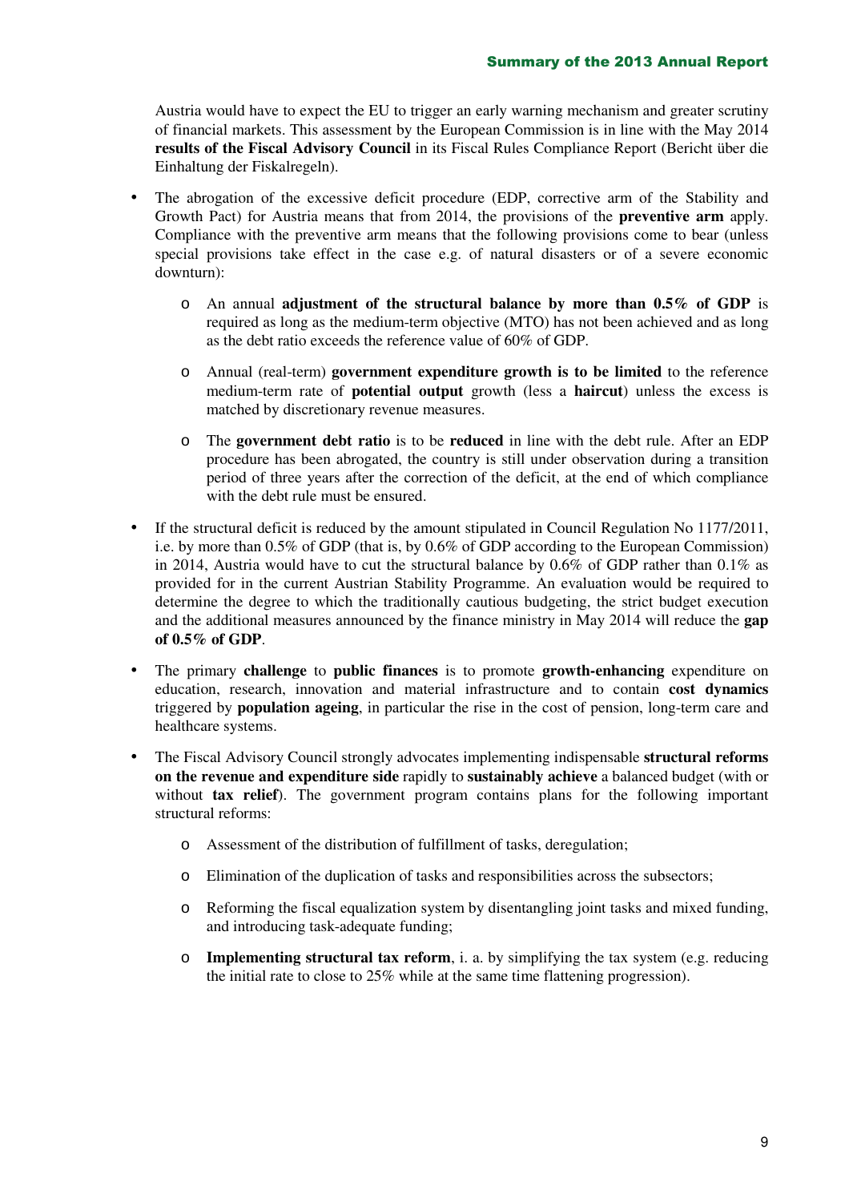Austria would have to expect the EU to trigger an early warning mechanism and greater scrutiny of financial markets. This assessment by the European Commission is in line with the May 2014 **results of the Fiscal Advisory Council** in its Fiscal Rules Compliance Report (Bericht über die Einhaltung der Fiskalregeln).

- The abrogation of the excessive deficit procedure (EDP, corrective arm of the Stability and Growth Pact) for Austria means that from 2014, the provisions of the **preventive arm** apply. Compliance with the preventive arm means that the following provisions come to bear (unless special provisions take effect in the case e.g. of natural disasters or of a severe economic downturn):
    - An annual **adjustment of the structural balance by more than 0.5% of GDP** is required as long as the medium-term objective (MTO) has not been achieved and as long as the debt ratio exceeds the reference value of 60% of GDP.
    - Annual (real-term) **government expenditure growth is to be limited** to the reference medium-term rate of **potential output** growth (less a **haircut**) unless the excess is matched by discretionary revenue measures.
    - The **government debt ratio** is to be **reduced** in line with the debt rule. After an EDP procedure has been abrogated, the country is still under observation during a transition period of three years after the correction of the deficit, at the end of which compliance with the debt rule must be ensured.
- If the structural deficit is reduced by the amount stipulated in Council Regulation No 1177/2011, i.e. by more than 0.5% of GDP (that is, by 0.6% of GDP according to the European Commission) in 2014, Austria would have to cut the structural balance by 0.6% of GDP rather than 0.1% as provided for in the current Austrian Stability Programme. An evaluation would be required to determine the degree to which the traditionally cautious budgeting, the strict budget execution and the additional measures announced by the finance ministry in May 2014 will reduce the **gap of 0.5% of GDP**.
- The primary **challenge** to **public finances** is to promote **growth-enhancing** expenditure on education, research, innovation and material infrastructure and to contain **cost dynamics** triggered by **population ageing**, in particular the rise in the cost of pension, long-term care and healthcare systems.
- The Fiscal Advisory Council strongly advocates implementing indispensable **structural reforms on the revenue and expenditure side** rapidly to **sustainably achieve** a balanced budget (with or without **tax relief**). The government program contains plans for the following important structural reforms:
    - Assessment of the distribution of fulfillment of tasks, deregulation;
    - Elimination of the duplication of tasks and responsibilities across the subsectors;
    - Reforming the fiscal equalization system by disentangling joint tasks and mixed funding, and introducing task-adequate funding;
    - **Implementing structural tax reform**, i. a. by simplifying the tax system (e.g. reducing the initial rate to close to 25% while at the same time flattening progression).